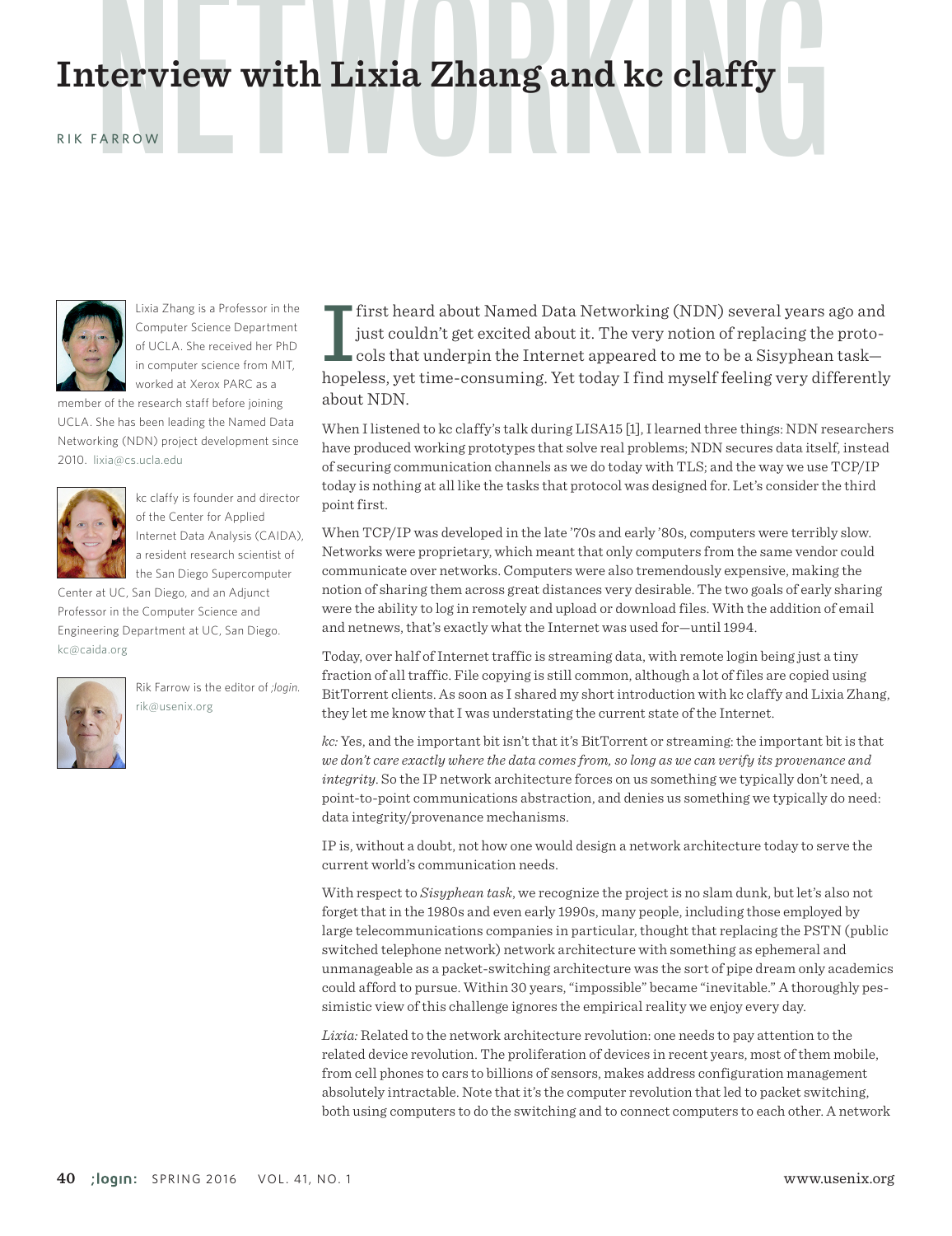# Interview with Lixia Zhang and kc claffy

RIK FARROW

Lixia Zhang is a Professor in the Computer Science Department of UCLA. She received her PhD in computer science from MIT, worked at Xerox PARC as a member of the research staff before joining UCLA. She has been leading the Named Data Networking (NDN) project development since 2010. lixia@cs.ucla.edu

kc claffy is founder and director of the Center for Applied Internet Data Analysis (CAIDA), a resident research scientist of the San Diego Supercomputer Center at UC, San Diego, and an Adjunct Professor in the Computer Science and Engineering Department at UC, San Diego. kc@caida.org

Rik Farrow is the editor of *;login.* rik@usenix.org

I first heard about Named Data Networking (NDN) several years ago and just couldn't get excited about it. The very notion of replacing the protocols that underpin the Internet appeared to me to be a Sisyphean task—hopeless, yet time-consuming. Yet today I find myself feeling very differently about NDN.

When I listened to kc claffy's talk during LISA15 [1], I learned three things: NDN researchers have produced working prototypes that solve real problems; NDN secures data itself, instead of securing communication channels as we do today with TLS; and the way we use TCP/IP today is nothing at all like the tasks that protocol was designed for. Let's consider the third point first.

When TCP/IP was developed in the late '70s and early '80s, computers were terribly slow. Networks were proprietary, which meant that only computers from the same vendor could communicate over networks. Computers were also tremendously expensive, making the notion of sharing them across great distances very desirable. The two goals of early sharing were the ability to log in remotely and upload or download files. With the addition of email and netnews, that's exactly what the Internet was used for—until 1994.

Today, over half of Internet traffic is streaming data, with remote login being just a tiny fraction of all traffic. File copying is still common, although a lot of files are copied using BitTorrent clients. As soon as I shared my short introduction with kc claffy and Lixia Zhang, they let me know that I was understating the current state of the Internet.

*kc:* Yes, and the important bit isn't that it's BitTorrent or streaming: the important bit is that *we don't care exactly where the data comes from, so long as we can verify its provenance and integrity*. So the IP network architecture forces on us something we typically don't need, a point-to-point communications abstraction, and denies us something we typically do need: data integrity/provenance mechanisms.

IP is, without a doubt, not how one would design a network architecture today to serve the current world's communication needs.

With respect to *Sisyphean task*, we recognize the project is no slam dunk, but let's also not forget that in the 1980s and even early 1990s, many people, including those employed by large telecommunications companies in particular, thought that replacing the PSTN (public switched telephone network) network architecture with something as ephemeral and unmanageable as a packet-switching architecture was the sort of pipe dream only academics could afford to pursue. Within 30 years, "impossible" became "inevitable." A thoroughly pessimistic view of this challenge ignores the empirical reality we enjoy every day.

*Lixia:* Related to the network architecture revolution: one needs to pay attention to the related device revolution. The proliferation of devices in recent years, most of them mobile, from cell phones to cars to billions of sensors, makes address configuration management absolutely intractable. Note that it's the computer revolution that led to packet switching, both using computers to do the switching and to connect computers to each other. A network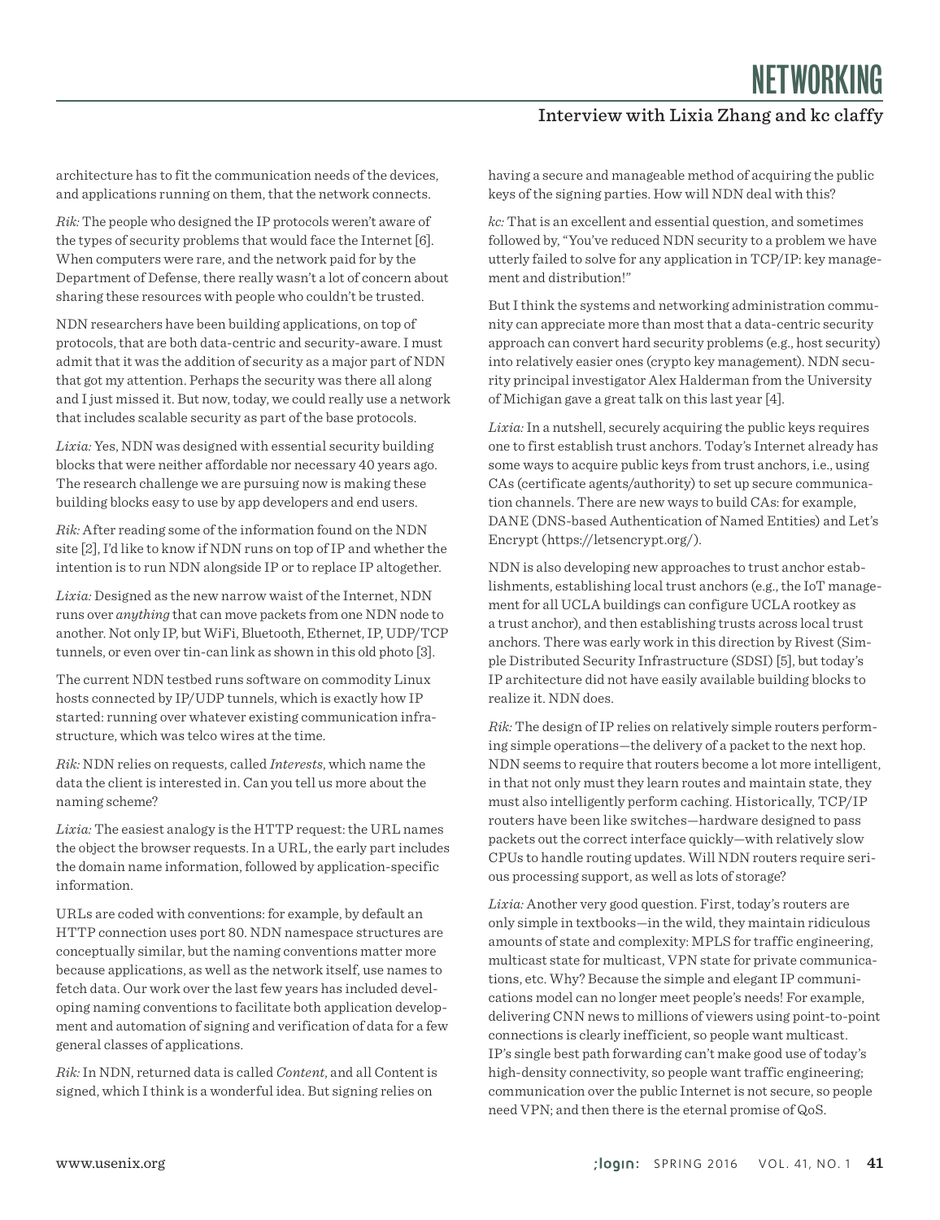architecture has to fit the communication needs of the devices, and applications running on them, that the network connects.

*Rik:* The people who designed the IP protocols weren't aware of the types of security problems that would face the Internet [6]. When computers were rare, and the network paid for by the Department of Defense, there really wasn't a lot of concern about sharing these resources with people who couldn't be trusted.

NDN researchers have been building applications, on top of protocols, that are both data-centric and security-aware. I must admit that it was the addition of security as a major part of NDN that got my attention. Perhaps the security was there all along and I just missed it. But now, today, we could really use a network that includes scalable security as part of the base protocols.

*Lixia:* Yes, NDN was designed with essential security building blocks that were neither affordable nor necessary 40 years ago. The research challenge we are pursuing now is making these building blocks easy to use by app developers and end users.

*Rik:* After reading some of the information found on the NDN site [2], I'd like to know if NDN runs on top of IP and whether the intention is to run NDN alongside IP or to replace IP altogether.

*Lixia:* Designed as the new narrow waist of the Internet, NDN runs over *anything* that can move packets from one NDN node to another. Not only IP, but WiFi, Bluetooth, Ethernet, IP, UDP/TCP tunnels, or even over tin-can link as shown in this old photo [3].

The current NDN testbed runs software on commodity Linux hosts connected by IP/UDP tunnels, which is exactly how IP started: running over whatever existing communication infrastructure, which was telco wires at the time.

*Rik:* NDN relies on requests, called *Interests*, which name the data the client is interested in. Can you tell us more about the naming scheme?

*Lixia:* The easiest analogy is the HTTP request: the URL names the object the browser requests. In a URL, the early part includes the domain name information, followed by application-specific information.

URLs are coded with conventions: for example, by default an HTTP connection uses port 80. NDN namespace structures are conceptually similar, but the naming conventions matter more because applications, as well as the network itself, use names to fetch data. Our work over the last few years has included developing naming conventions to facilitate both application development and automation of signing and verification of data for a few general classes of applications.

*Rik:* In NDN, returned data is called *Content*, and all Content is signed, which I think is a wonderful idea. But signing relies on having a secure and manageable method of acquiring the public keys of the signing parties. How will NDN deal with this?

*kc:* That is an excellent and essential question, and sometimes followed by, "You've reduced NDN security to a problem we have utterly failed to solve for any application in TCP/IP: key management and distribution!"

But I think the systems and networking administration community can appreciate more than most that a data-centric security approach can convert hard security problems (e.g., host security) into relatively easier ones (crypto key management). NDN security principal investigator Alex Halderman from the University of Michigan gave a great talk on this last year [4].

*Lixia:* In a nutshell, securely acquiring the public keys requires one to first establish trust anchors. Today's Internet already has some ways to acquire public keys from trust anchors, i.e., using CAs (certificate agents/authority) to set up secure communication channels. There are new ways to build CAs: for example, DANE (DNS-based Authentication of Named Entities) and Let's Encrypt (https://letsencrypt.org/).

NDN is also developing new approaches to trust anchor establishments, establishing local trust anchors (e.g., the IoT management for all UCLA buildings can configure UCLA rootkey as a trust anchor), and then establishing trusts across local trust anchors. There was early work in this direction by Rivest (Simple Distributed Security Infrastructure (SDSI) [5], but today's IP architecture did not have easily available building blocks to realize it. NDN does.

*Rik:* The design of IP relies on relatively simple routers performing simple operations—the delivery of a packet to the next hop. NDN seems to require that routers become a lot more intelligent, in that not only must they learn routes and maintain state, they must also intelligently perform caching. Historically, TCP/IP routers have been like switches—hardware designed to pass packets out the correct interface quickly—with relatively slow CPUs to handle routing updates. Will NDN routers require serious processing support, as well as lots of storage?

*Lixia:* Another very good question. First, today's routers are only simple in textbooks—in the wild, they maintain ridiculous amounts of state and complexity: MPLS for traffic engineering, multicast state for multicast, VPN state for private communications, etc. Why? Because the simple and elegant IP communications model can no longer meet people's needs! For example, delivering CNN news to millions of viewers using point-to-point connections is clearly inefficient, so people want multicast. IP's single best path forwarding can't make good use of today's high-density connectivity, so people want traffic engineering; communication over the public Internet is not secure, so people need VPN; and then there is the eternal promise of QoS.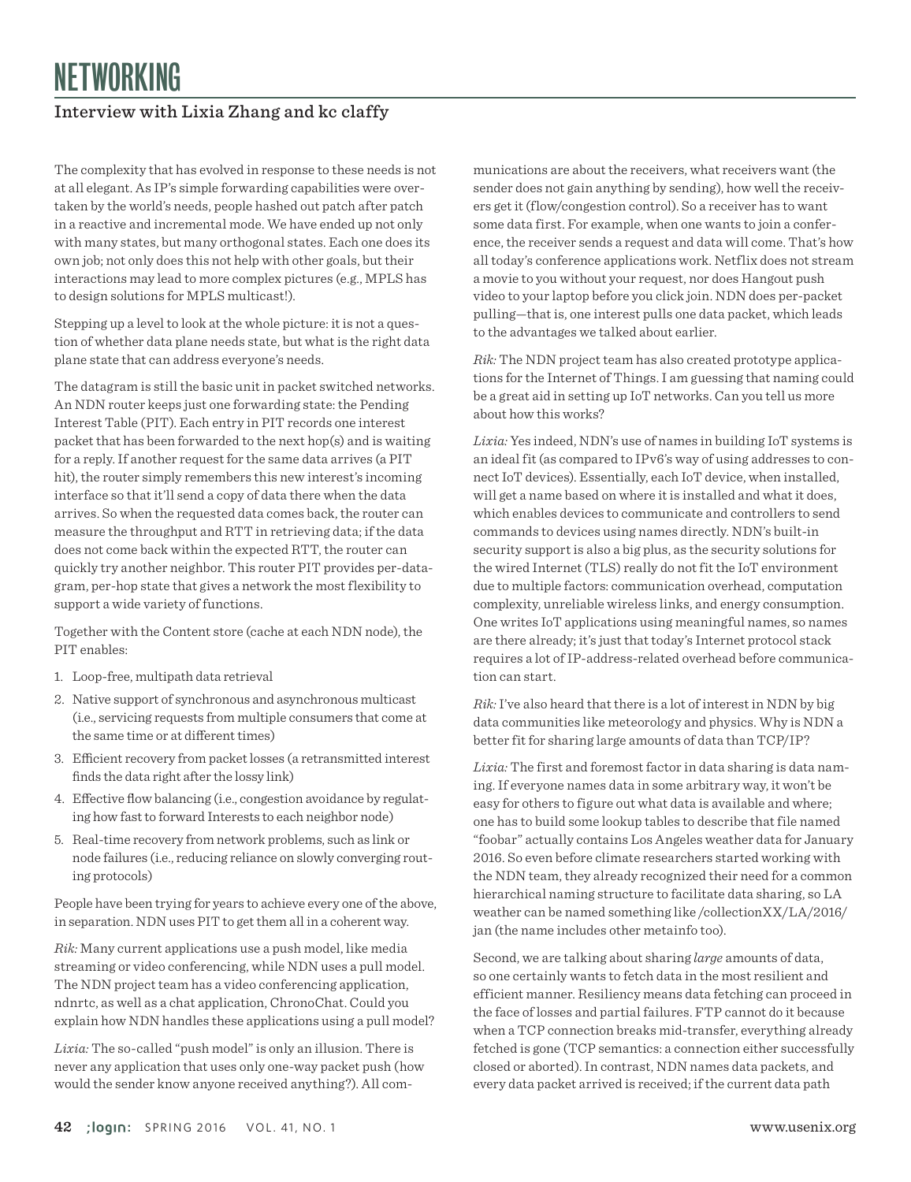The complexity that has evolved in response to these needs is not at all elegant. As IP's simple forwarding capabilities were overtaken by the world's needs, people hashed out patch after patch in a reactive and incremental mode. We have ended up not only with many states, but many orthogonal states. Each one does its own job; not only does this not help with other goals, but their interactions may lead to more complex pictures (e.g., MPLS has to design solutions for MPLS multicast!).

Stepping up a level to look at the whole picture: it is not a question of whether data plane needs state, but what is the right data plane state that can address everyone's needs.

The datagram is still the basic unit in packet switched networks. An NDN router keeps just one forwarding state: the Pending Interest Table (PIT). Each entry in PIT records one interest packet that has been forwarded to the next hop(s) and is waiting for a reply. If another request for the same data arrives (a PIT hit), the router simply remembers this new interest's incoming interface so that it'll send a copy of data there when the data arrives. So when the requested data comes back, the router can measure the throughput and RTT in retrieving data; if the data does not come back within the expected RTT, the router can quickly try another neighbor. This router PIT provides per-datagram, per-hop state that gives a network the most flexibility to support a wide variety of functions.

Together with the Content store (cache at each NDN node), the PIT enables:

1. Loop-free, multipath data retrieval
2. Native support of synchronous and asynchronous multicast (i.e., servicing requests from multiple consumers that come at the same time or at different times)
3. Efficient recovery from packet losses (a retransmitted interest finds the data right after the lossy link)
4. Effective flow balancing (i.e., congestion avoidance by regulating how fast to forward Interests to each neighbor node)
5. Real-time recovery from network problems, such as link or node failures (i.e., reducing reliance on slowly converging routing protocols)

People have been trying for years to achieve every one of the above, in separation. NDN uses PIT to get them all in a coherent way.

*Rik:* Many current applications use a push model, like media streaming or video conferencing, while NDN uses a pull model. The NDN project team has a video conferencing application, ndnrtc, as well as a chat application, ChronoChat. Could you explain how NDN handles these applications using a pull model?

*Lixia:* The so-called "push model" is only an illusion. There is never any application that uses only one-way packet push (how would the sender know anyone received anything?). All communications are about the receivers, what receivers want (the sender does not gain anything by sending), how well the receivers get it (flow/congestion control). So a receiver has to want some data first. For example, when one wants to join a conference, the receiver sends a request and data will come. That's how all today's conference applications work. Netflix does not stream a movie to you without your request, nor does Hangout push video to your laptop before you click join. NDN does per-packet pulling—that is, one interest pulls one data packet, which leads to the advantages we talked about earlier.

*Rik:* The NDN project team has also created prototype applications for the Internet of Things. I am guessing that naming could be a great aid in setting up IoT networks. Can you tell us more about how this works?

*Lixia:* Yes indeed, NDN's use of names in building IoT systems is an ideal fit (as compared to IPv6's way of using addresses to connect IoT devices). Essentially, each IoT device, when installed, will get a name based on where it is installed and what it does, which enables devices to communicate and controllers to send commands to devices using names directly. NDN's built-in security support is also a big plus, as the security solutions for the wired Internet (TLS) really do not fit the IoT environment due to multiple factors: communication overhead, computation complexity, unreliable wireless links, and energy consumption. One writes IoT applications using meaningful names, so names are there already; it's just that today's Internet protocol stack requires a lot of IP-address-related overhead before communication can start.

*Rik:* I've also heard that there is a lot of interest in NDN by big data communities like meteorology and physics. Why is NDN a better fit for sharing large amounts of data than TCP/IP?

*Lixia:* The first and foremost factor in data sharing is data naming. If everyone names data in some arbitrary way, it won't be easy for others to figure out what data is available and where; one has to build some lookup tables to describe that file named "foobar" actually contains Los Angeles weather data for January 2016. So even before climate researchers started working with the NDN team, they already recognized their need for a common hierarchical naming structure to facilitate data sharing, so LA weather can be named something like /collectionXX/LA/2016/jan (the name includes other metainfo too).

Second, we are talking about sharing *large* amounts of data, so one certainly wants to fetch data in the most resilient and efficient manner. Resiliency means data fetching can proceed in the face of losses and partial failures. FTP cannot do it because when a TCP connection breaks mid-transfer, everything already fetched is gone (TCP semantics: a connection either successfully closed or aborted). In contrast, NDN names data packets, and every data packet arrived is received; if the current data path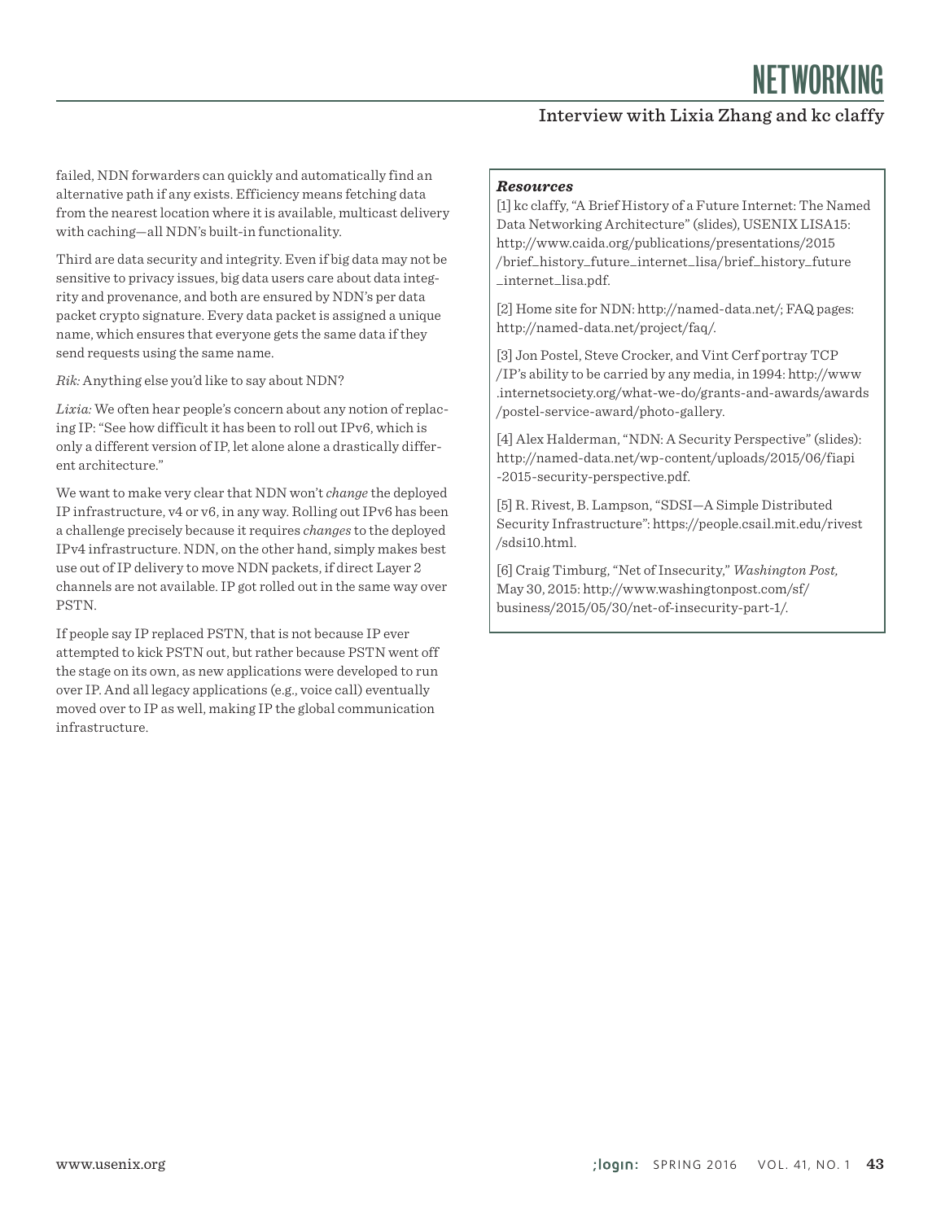failed, NDN forwarders can quickly and automatically find an alternative path if any exists. Efficiency means fetching data from the nearest location where it is available, multicast delivery with caching—all NDN's built-in functionality.

Third are data security and integrity. Even if big data may not be sensitive to privacy issues, big data users care about data integrity and provenance, and both are ensured by NDN's per data packet crypto signature. Every data packet is assigned a unique name, which ensures that everyone gets the same data if they send requests using the same name.

*Rik:* Anything else you'd like to say about NDN?

*Lixia:* We often hear people's concern about any notion of replacing IP: "See how difficult it has been to roll out IPv6, which is only a different version of IP, let alone alone a drastically different architecture."

We want to make very clear that NDN won't *change* the deployed IP infrastructure, v4 or v6, in any way. Rolling out IPv6 has been a challenge precisely because it requires *changes* to the deployed IPv4 infrastructure. NDN, on the other hand, simply makes best use out of IP delivery to move NDN packets, if direct Layer 2 channels are not available. IP got rolled out in the same way over PSTN.

If people say IP replaced PSTN, that is not because IP ever attempted to kick PSTN out, but rather because PSTN went off the stage on its own, as new applications were developed to run over IP. And all legacy applications (e.g., voice call) eventually moved over to IP as well, making IP the global communication infrastructure.

***Resources***

[1] kc claffy, "A Brief History of a Future Internet: The Named Data Networking Architecture" (slides), USENIX LISA15: http://www.caida.org/publications/presentations/2015/brief_history_future_internet_lisa/brief_history_future_internet_lisa.pdf.

[2] Home site for NDN: http://named-data.net/; FAQ pages: http://named-data.net/project/faq/.

[3] Jon Postel, Steve Crocker, and Vint Cerf portray TCP/IP's ability to be carried by any media, in 1994: http://www.internetsociety.org/what-we-do/grants-and-awards/awards/postel-service-award/photo-gallery.

[4] Alex Halderman, "NDN: A Security Perspective" (slides): http://named-data.net/wp-content/uploads/2015/06/fiapi-2015-security-perspective.pdf.

[5] R. Rivest, B. Lampson, "SDSI—A Simple Distributed Security Infrastructure": https://people.csail.mit.edu/rivest/sdsi10.html.

[6] Craig Timburg, "Net of Insecurity," *Washington Post,* May 30, 2015: http://www.washingtonpost.com/sf/business/2015/05/30/net-of-insecurity-part-1/.